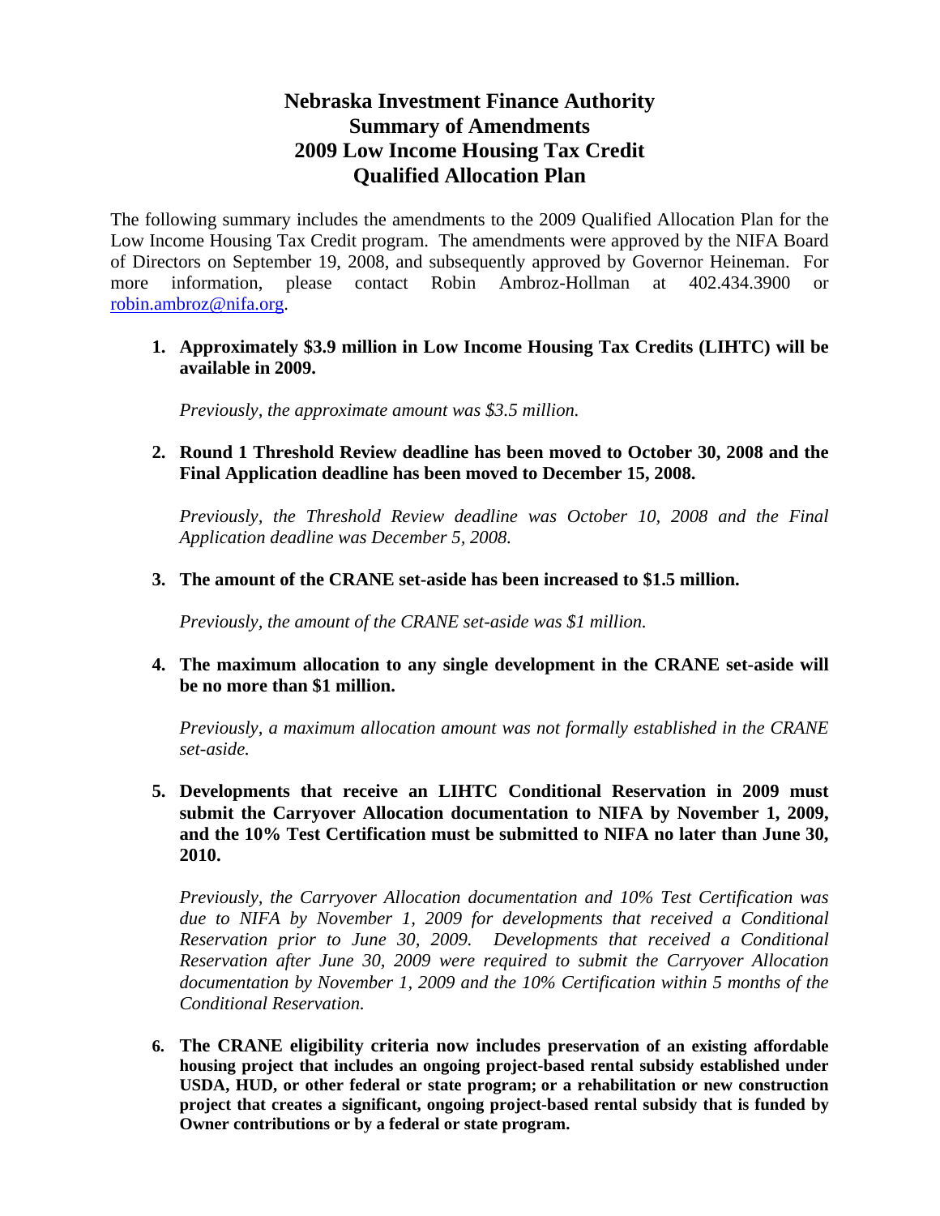# Nebraska Investment Finance Authority
# Summary of Amendments
# 2009 Low Income Housing Tax Credit
# Qualified Allocation Plan

The following summary includes the amendments to the 2009 Qualified Allocation Plan for the Low Income Housing Tax Credit program. The amendments were approved by the NIFA Board of Directors on September 19, 2008, and subsequently approved by Governor Heineman. For more information, please contact Robin Ambroz-Hollman at 402.434.3900 or robin.ambroz@nifa.org.

1. **Approximately $3.9 million in Low Income Housing Tax Credits (LIHTC) will be available in 2009.**

   *Previously, the approximate amount was $3.5 million.*

2. **Round 1 Threshold Review deadline has been moved to October 30, 2008 and the Final Application deadline has been moved to December 15, 2008.**

   *Previously, the Threshold Review deadline was October 10, 2008 and the Final Application deadline was December 5, 2008.*

3. **The amount of the CRANE set-aside has been increased to $1.5 million.**

   *Previously, the amount of the CRANE set-aside was $1 million.*

4. **The maximum allocation to any single development in the CRANE set-aside will be no more than $1 million.**

   *Previously, a maximum allocation amount was not formally established in the CRANE set-aside.*

5. **Developments that receive an LIHTC Conditional Reservation in 2009 must submit the Carryover Allocation documentation to NIFA by November 1, 2009, and the 10% Test Certification must be submitted to NIFA no later than June 30, 2010.**

   *Previously, the Carryover Allocation documentation and 10% Test Certification was due to NIFA by November 1, 2009 for developments that received a Conditional Reservation prior to June 30, 2009. Developments that received a Conditional Reservation after June 30, 2009 were required to submit the Carryover Allocation documentation by November 1, 2009 and the 10% Certification within 5 months of the Conditional Reservation.*

6. **The CRANE eligibility criteria now includes preservation of an existing affordable housing project that includes an ongoing project-based rental subsidy established under USDA, HUD, or other federal or state program; or a rehabilitation or new construction project that creates a significant, ongoing project-based rental subsidy that is funded by Owner contributions or by a federal or state program.**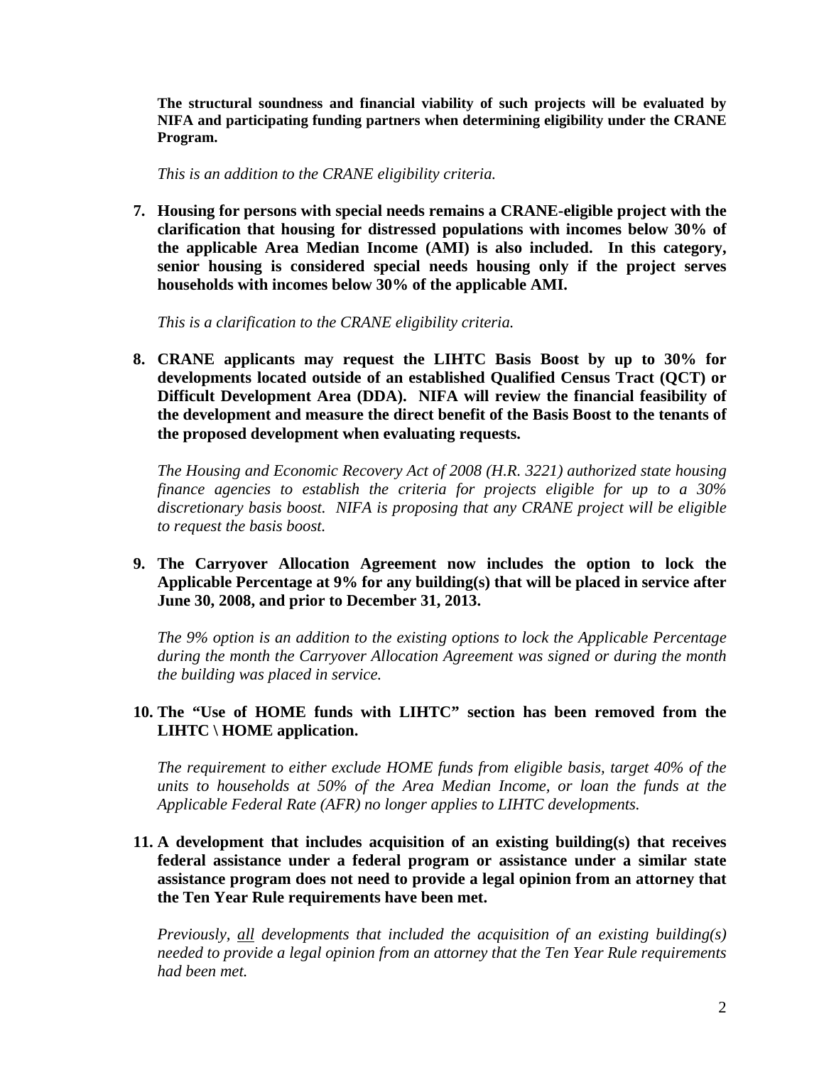**The structural soundness and financial viability of such projects will be evaluated by NIFA and participating funding partners when determining eligibility under the CRANE Program.**

*This is an addition to the CRANE eligibility criteria.*

7. **Housing for persons with special needs remains a CRANE-eligible project with the clarification that housing for distressed populations with incomes below 30% of the applicable Area Median Income (AMI) is also included. In this category, senior housing is considered special needs housing only if the project serves households with incomes below 30% of the applicable AMI.**

   *This is a clarification to the CRANE eligibility criteria.*

8. **CRANE applicants may request the LIHTC Basis Boost by up to 30% for developments located outside of an established Qualified Census Tract (QCT) or Difficult Development Area (DDA). NIFA will review the financial feasibility of the development and measure the direct benefit of the Basis Boost to the tenants of the proposed development when evaluating requests.**

   *The Housing and Economic Recovery Act of 2008 (H.R. 3221) authorized state housing finance agencies to establish the criteria for projects eligible for up to a 30% discretionary basis boost. NIFA is proposing that any CRANE project will be eligible to request the basis boost.*

9. **The Carryover Allocation Agreement now includes the option to lock the Applicable Percentage at 9% for any building(s) that will be placed in service after June 30, 2008, and prior to December 31, 2013.**

   *The 9% option is an addition to the existing options to lock the Applicable Percentage during the month the Carryover Allocation Agreement was signed or during the month the building was placed in service.*

10. **The "Use of HOME funds with LIHTC" section has been removed from the LIHTC \ HOME application.**

    *The requirement to either exclude HOME funds from eligible basis, target 40% of the units to households at 50% of the Area Median Income, or loan the funds at the Applicable Federal Rate (AFR) no longer applies to LIHTC developments.*

11. **A development that includes acquisition of an existing building(s) that receives federal assistance under a federal program or assistance under a similar state assistance program does not need to provide a legal opinion from an attorney that the Ten Year Rule requirements have been met.**

    *Previously, <u>all</u> developments that included the acquisition of an existing building(s) needed to provide a legal opinion from an attorney that the Ten Year Rule requirements had been met.*